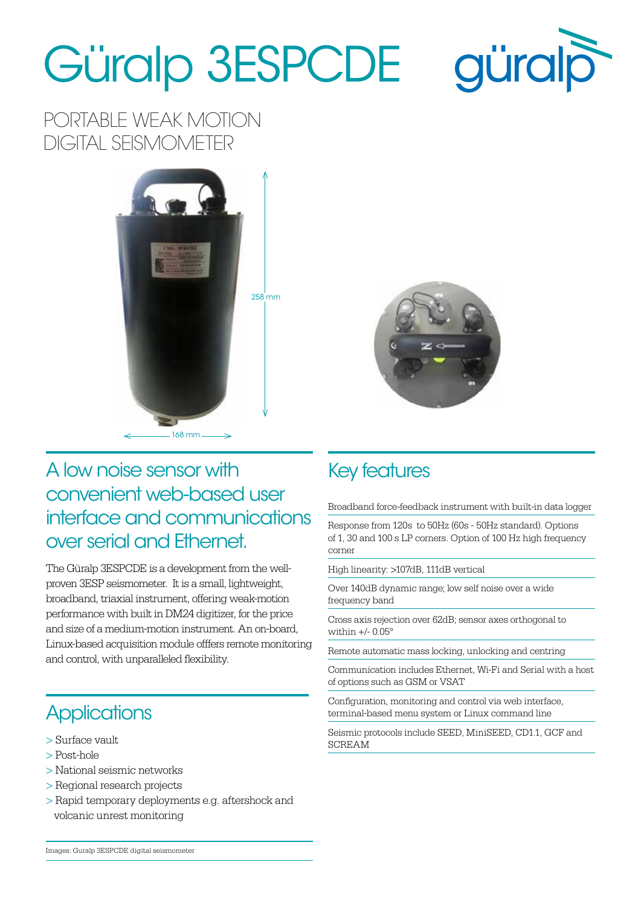# Güralp 3ESPCDE

## PORTABLE WEAK MOTION DIGITAL SEISMOMETER

258 mm

168 mm

## A low noise sensor with convenient web-based user interface and communications over serial and Ethernet.

The Güralp 3ESPCDE is a development from the well-proven 3ESP seismometer. It is a small, lightweight, broadband, triaxial instrument, offering weak-motion performance with built in DM24 digitizer, for the price and size of a medium-motion instrument. An on-board, Linux-based acquisition module offfers remote monitoring and control, with unparalleled flexibility.

## Applications

> Surface vault
> Post-hole
> National seismic networks
> Regional research projects
> Rapid temporary deployments e.g. aftershock and volcanic unrest monitoring

Images: Guralp 3ESPCDE digital seismometer

## Key features

Broadband force-feedback instrument with built-in data logger

Response from 120s to 50Hz (60s - 50Hz standard). Options of 1, 30 and 100 s LP corners. Option of 100 Hz high frequency corner

High linearity: >107dB, 111dB vertical

Over 140dB dynamic range; low self noise over a wide frequency band

Cross axis rejection over 62dB; sensor axes orthogonal to within +/- 0.05°

Remote automatic mass locking, unlocking and centring

Communication includes Ethernet, Wi-Fi and Serial with a host of options such as GSM or VSAT

Configuration, monitoring and control via web interface, terminal-based menu system or Linux command line

Seismic protocols include SEED, MiniSEED, CD1.1, GCF and SCREAM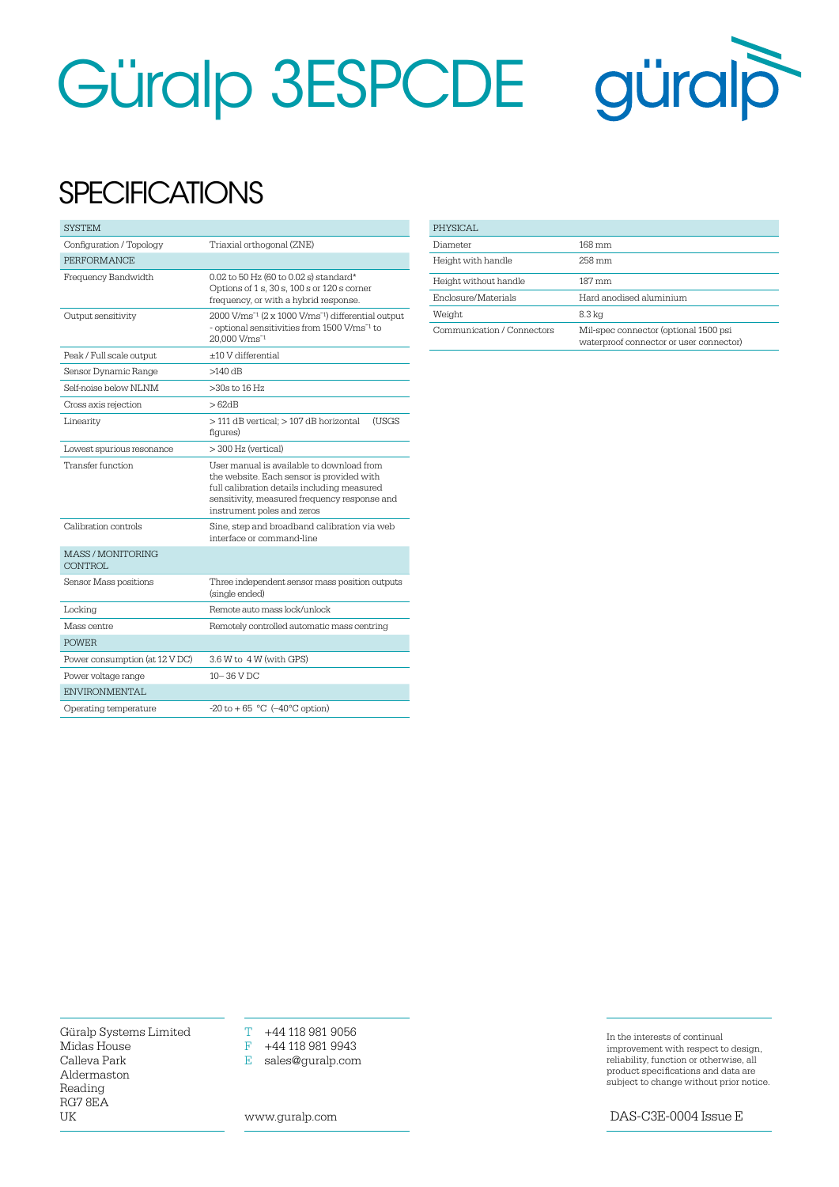# Güralp 3ESPCDE

## SPECIFICATIONS

| | |
|---|---|
| SYSTEM | |
| Configuration / Topology | Triaxial orthogonal (ZNE) |
| PERFORMANCE | |
| Frequency Bandwidth | 0.02 to 50 Hz (60 to 0.02 s) standard* Options of 1 s, 30 s, 100 s or 120 s corner frequency, or with a hybrid response. |
| Output sensitivity | 2000 V/ms$^{-1}$ (2 x 1000 V/ms$^{-1}$) differential output - optional sensitivities from 1500 V/ms$^{-1}$ to 20,000 V/ms$^{-1}$ |
| Peak / Full scale output | ±10 V differential |
| Sensor Dynamic Range | >140 dB |
| Self-noise below NLNM | >30s to 16 Hz |
| Cross axis rejection | > 62dB |
| Linearity | > 111 dB vertical; > 107 dB horizontal (USGS figures) |
| Lowest spurious resonance | > 300 Hz (vertical) |
| Transfer function | User manual is available to download from the website. Each sensor is provided with full calibration details including measured sensitivity, measured frequency response and instrument poles and zeros |
| Calibration controls | Sine, step and broadband calibration via web interface or command-line |
| MASS / MONITORING CONTROL | |
| Sensor Mass positions | Three independent sensor mass position outputs (single ended) |
| Locking | Remote auto mass lock/unlock |
| Mass centre | Remotely controlled automatic mass centring |
| POWER | |
| Power consumption (at 12 V DC) | 3.6 W to 4 W (with GPS) |
| Power voltage range | 10– 36 V DC |
| ENVIRONMENTAL | |
| Operating temperature | -20 to + 65 °C (–40°C option) |

| | |
|---|---|
| PHYSICAL | |
| Diameter | 168 mm |
| Height with handle | 258 mm |
| Height without handle | 187 mm |
| Enclosure/Materials | Hard anodised aluminium |
| Weight | 8.3 kg |
| Communication / Connectors | Mil-spec connector (optional 1500 psi waterproof connector or user connector) |

Güralp Systems Limited
Midas House
Calleva Park
Aldermaston
Reading
RG7 8EA
UK

T +44 118 981 9056
F +44 118 981 9943
E sales@guralp.com

www.guralp.com

In the interests of continual improvement with respect to design, reliability, function or otherwise, all product specifications and data are subject to change without prior notice.

DAS-C3E-0004 Issue E